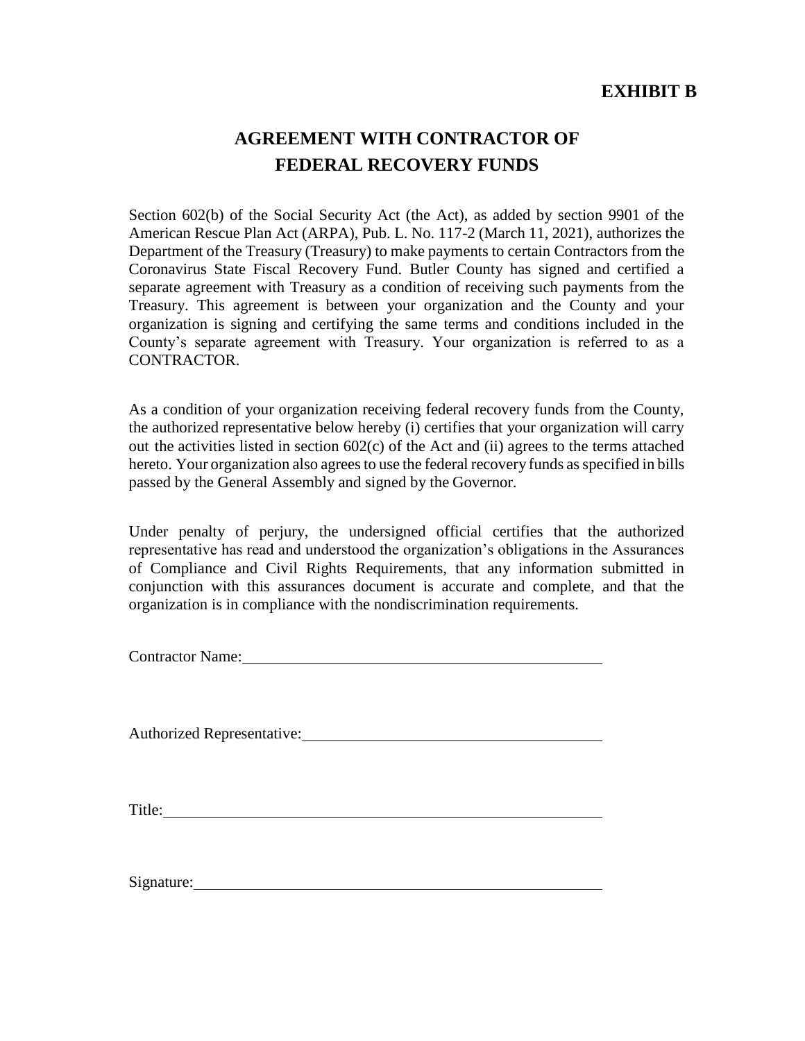**EXHIBIT B**

# AGREEMENT WITH CONTRACTOR OF FEDERAL RECOVERY FUNDS

Section 602(b) of the Social Security Act (the Act), as added by section 9901 of the American Rescue Plan Act (ARPA), Pub. L. No. 117-2 (March 11, 2021), authorizes the Department of the Treasury (Treasury) to make payments to certain Contractors from the Coronavirus State Fiscal Recovery Fund. Butler County has signed and certified a separate agreement with Treasury as a condition of receiving such payments from the Treasury. This agreement is between your organization and the County and your organization is signing and certifying the same terms and conditions included in the County's separate agreement with Treasury. Your organization is referred to as a CONTRACTOR.

As a condition of your organization receiving federal recovery funds from the County, the authorized representative below hereby (i) certifies that your organization will carry out the activities listed in section 602(c) of the Act and (ii) agrees to the terms attached hereto. Your organization also agrees to use the federal recovery funds as specified in bills passed by the General Assembly and signed by the Governor.

Under penalty of perjury, the undersigned official certifies that the authorized representative has read and understood the organization's obligations in the Assurances of Compliance and Civil Rights Requirements, that any information submitted in conjunction with this assurances document is accurate and complete, and that the organization is in compliance with the nondiscrimination requirements.

Contractor Name: ______________________________________________

Authorized Representative: ______________________________________

Title: ________________________________________________________

Signature: ____________________________________________________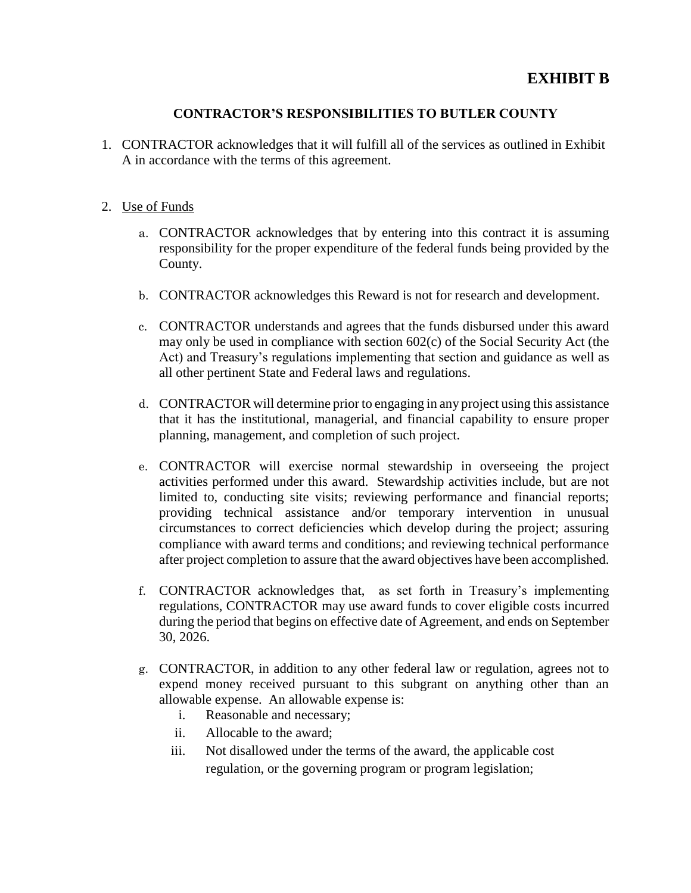# EXHIBIT B

## CONTRACTOR'S RESPONSIBILITIES TO BUTLER COUNTY

1. CONTRACTOR acknowledges that it will fulfill all of the services as outlined in Exhibit A in accordance with the terms of this agreement.

2. Use of Funds

   a. CONTRACTOR acknowledges that by entering into this contract it is assuming responsibility for the proper expenditure of the federal funds being provided by the County.

   b. CONTRACTOR acknowledges this Reward is not for research and development.

   c. CONTRACTOR understands and agrees that the funds disbursed under this award may only be used in compliance with section 602(c) of the Social Security Act (the Act) and Treasury's regulations implementing that section and guidance as well as all other pertinent State and Federal laws and regulations.

   d. CONTRACTOR will determine prior to engaging in any project using this assistance that it has the institutional, managerial, and financial capability to ensure proper planning, management, and completion of such project.

   e. CONTRACTOR will exercise normal stewardship in overseeing the project activities performed under this award. Stewardship activities include, but are not limited to, conducting site visits; reviewing performance and financial reports; providing technical assistance and/or temporary intervention in unusual circumstances to correct deficiencies which develop during the project; assuring compliance with award terms and conditions; and reviewing technical performance after project completion to assure that the award objectives have been accomplished.

   f. CONTRACTOR acknowledges that, as set forth in Treasury's implementing regulations, CONTRACTOR may use award funds to cover eligible costs incurred during the period that begins on effective date of Agreement, and ends on September 30, 2026.

   g. CONTRACTOR, in addition to any other federal law or regulation, agrees not to expend money received pursuant to this subgrant on anything other than an allowable expense. An allowable expense is:
      i. Reasonable and necessary;
      ii. Allocable to the award;
      iii. Not disallowed under the terms of the award, the applicable cost regulation, or the governing program or program legislation;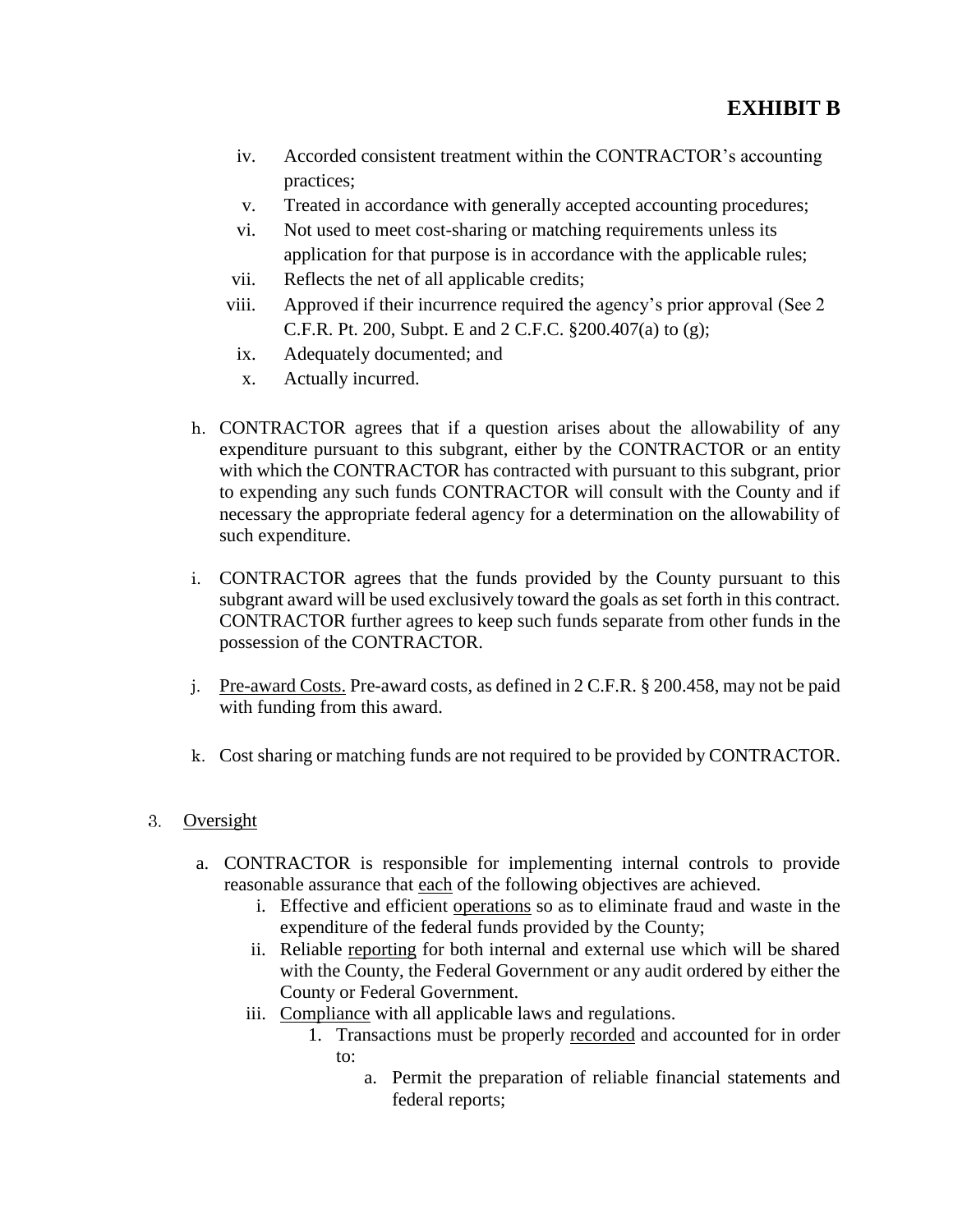# EXHIBIT B

iv. Accorded consistent treatment within the CONTRACTOR's accounting practices;

v. Treated in accordance with generally accepted accounting procedures;

vi. Not used to meet cost-sharing or matching requirements unless its application for that purpose is in accordance with the applicable rules;

vii. Reflects the net of all applicable credits;

viii. Approved if their incurrence required the agency's prior approval (See 2 C.F.R. Pt. 200, Subpt. E and 2 C.F.C. §200.407(a) to (g);

ix. Adequately documented; and

x. Actually incurred.

h. CONTRACTOR agrees that if a question arises about the allowability of any expenditure pursuant to this subgrant, either by the CONTRACTOR or an entity with which the CONTRACTOR has contracted with pursuant to this subgrant, prior to expending any such funds CONTRACTOR will consult with the County and if necessary the appropriate federal agency for a determination on the allowability of such expenditure.

i. CONTRACTOR agrees that the funds provided by the County pursuant to this subgrant award will be used exclusively toward the goals as set forth in this contract. CONTRACTOR further agrees to keep such funds separate from other funds in the possession of the CONTRACTOR.

j. <u>Pre-award Costs.</u> Pre-award costs, as defined in 2 C.F.R. § 200.458, may not be paid with funding from this award.

k. Cost sharing or matching funds are not required to be provided by CONTRACTOR.

3. <u>Oversight</u>

a. CONTRACTOR is responsible for implementing internal controls to provide reasonable assurance that <u>each</u> of the following objectives are achieved.

   i. Effective and efficient <u>operations</u> so as to eliminate fraud and waste in the expenditure of the federal funds provided by the County;

   ii. Reliable <u>reporting</u> for both internal and external use which will be shared with the County, the Federal Government or any audit ordered by either the County or Federal Government.

   iii. <u>Compliance</u> with all applicable laws and regulations.

      1. Transactions must be properly <u>recorded</u> and accounted for in order to:

         a. Permit the preparation of reliable financial statements and federal reports;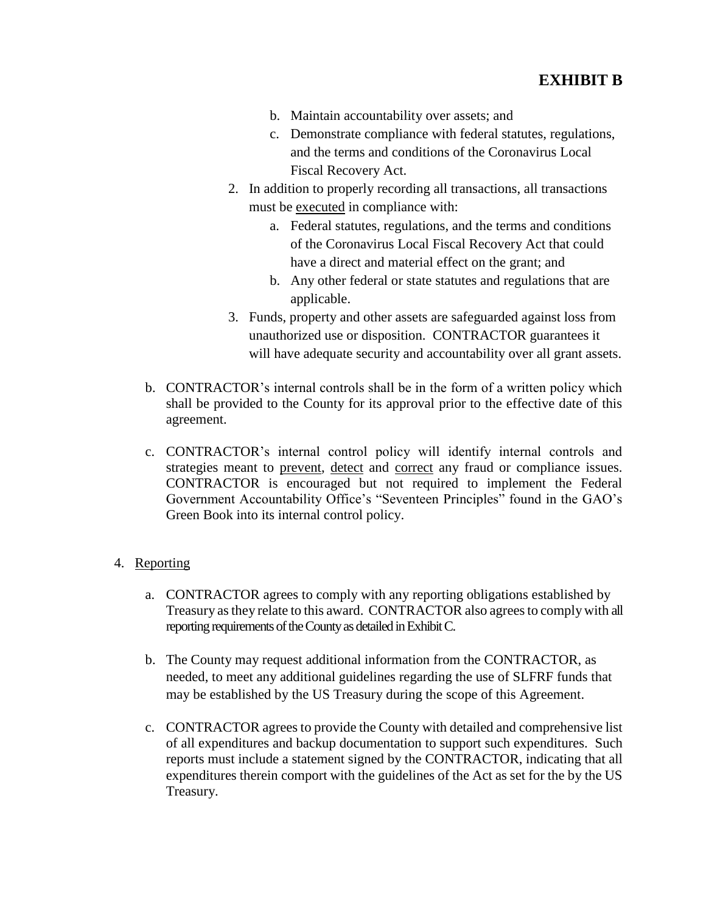# EXHIBIT B

   b. Maintain accountability over assets; and
   c. Demonstrate compliance with federal statutes, regulations, and the terms and conditions of the Coronavirus Local Fiscal Recovery Act.

2. In addition to properly recording all transactions, all transactions must be <u>executed</u> in compliance with:
   a. Federal statutes, regulations, and the terms and conditions of the Coronavirus Local Fiscal Recovery Act that could have a direct and material effect on the grant; and
   b. Any other federal or state statutes and regulations that are applicable.

3. Funds, property and other assets are safeguarded against loss from unauthorized use or disposition. CONTRACTOR guarantees it will have adequate security and accountability over all grant assets.

b. CONTRACTOR's internal controls shall be in the form of a written policy which shall be provided to the County for its approval prior to the effective date of this agreement.

c. CONTRACTOR's internal control policy will identify internal controls and strategies meant to <u>prevent</u>, <u>detect</u> and <u>correct</u> any fraud or compliance issues. CONTRACTOR is encouraged but not required to implement the Federal Government Accountability Office's "Seventeen Principles" found in the GAO's Green Book into its internal control policy.

4. <u>Reporting</u>

   a. CONTRACTOR agrees to comply with any reporting obligations established by Treasury as they relate to this award. CONTRACTOR also agrees to comply with all reporting requirements of the County as detailed in Exhibit C.

   b. The County may request additional information from the CONTRACTOR, as needed, to meet any additional guidelines regarding the use of SLFRF funds that may be established by the US Treasury during the scope of this Agreement.

   c. CONTRACTOR agrees to provide the County with detailed and comprehensive list of all expenditures and backup documentation to support such expenditures. Such reports must include a statement signed by the CONTRACTOR, indicating that all expenditures therein comport with the guidelines of the Act as set for the by the US Treasury.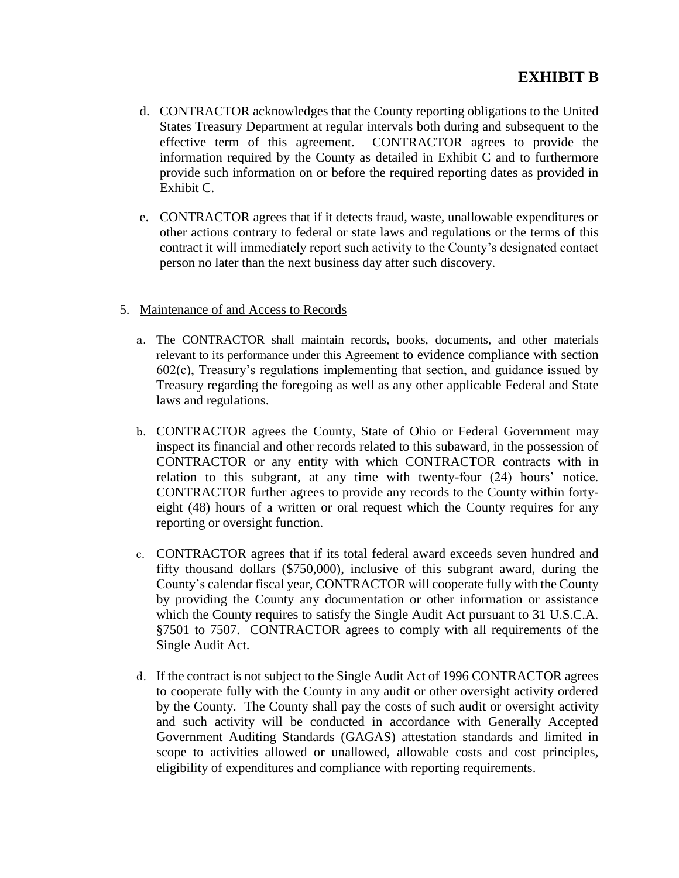# EXHIBIT B

d. CONTRACTOR acknowledges that the County reporting obligations to the United States Treasury Department at regular intervals both during and subsequent to the effective term of this agreement. CONTRACTOR agrees to provide the information required by the County as detailed in Exhibit C and to furthermore provide such information on or before the required reporting dates as provided in Exhibit C.

e. CONTRACTOR agrees that if it detects fraud, waste, unallowable expenditures or other actions contrary to federal or state laws and regulations or the terms of this contract it will immediately report such activity to the County's designated contact person no later than the next business day after such discovery.

5. Maintenance of and Access to Records

a. The CONTRACTOR shall maintain records, books, documents, and other materials relevant to its performance under this Agreement to evidence compliance with section 602(c), Treasury's regulations implementing that section, and guidance issued by Treasury regarding the foregoing as well as any other applicable Federal and State laws and regulations.

b. CONTRACTOR agrees the County, State of Ohio or Federal Government may inspect its financial and other records related to this subaward, in the possession of CONTRACTOR or any entity with which CONTRACTOR contracts with in relation to this subgrant, at any time with twenty-four (24) hours' notice. CONTRACTOR further agrees to provide any records to the County within forty-eight (48) hours of a written or oral request which the County requires for any reporting or oversight function.

c. CONTRACTOR agrees that if its total federal award exceeds seven hundred and fifty thousand dollars ($750,000), inclusive of this subgrant award, during the County's calendar fiscal year, CONTRACTOR will cooperate fully with the County by providing the County any documentation or other information or assistance which the County requires to satisfy the Single Audit Act pursuant to 31 U.S.C.A. §7501 to 7507. CONTRACTOR agrees to comply with all requirements of the Single Audit Act.

d. If the contract is not subject to the Single Audit Act of 1996 CONTRACTOR agrees to cooperate fully with the County in any audit or other oversight activity ordered by the County. The County shall pay the costs of such audit or oversight activity and such activity will be conducted in accordance with Generally Accepted Government Auditing Standards (GAGAS) attestation standards and limited in scope to activities allowed or unallowed, allowable costs and cost principles, eligibility of expenditures and compliance with reporting requirements.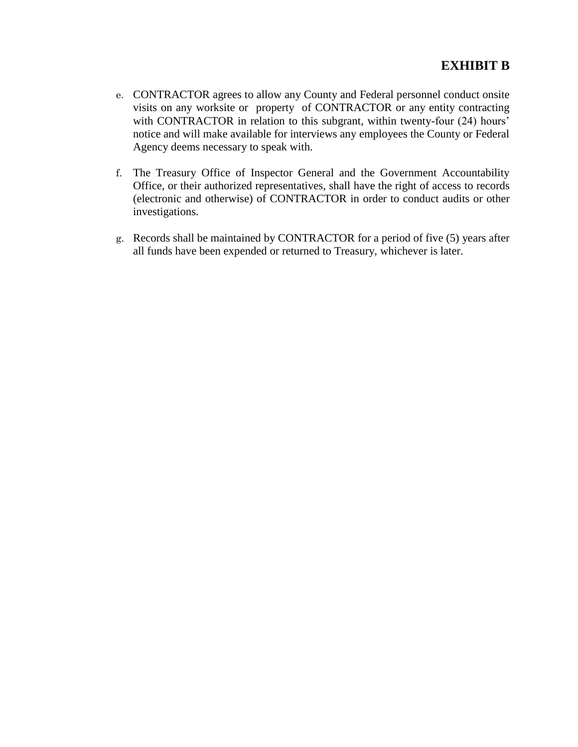# EXHIBIT B

e. CONTRACTOR agrees to allow any County and Federal personnel conduct onsite visits on any worksite or property of CONTRACTOR or any entity contracting with CONTRACTOR in relation to this subgrant, within twenty-four (24) hours' notice and will make available for interviews any employees the County or Federal Agency deems necessary to speak with.

f. The Treasury Office of Inspector General and the Government Accountability Office, or their authorized representatives, shall have the right of access to records (electronic and otherwise) of CONTRACTOR in order to conduct audits or other investigations.

g. Records shall be maintained by CONTRACTOR for a period of five (5) years after all funds have been expended or returned to Treasury, whichever is later.